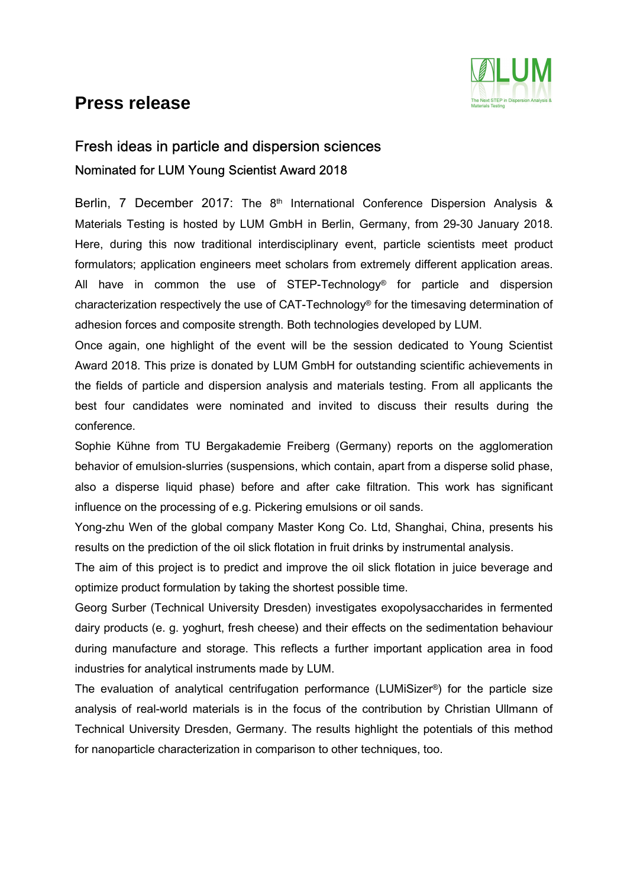# Press release

## Fresh ideas in particle and dispersion sciences

### Nominated for LUM Young Scientist Award 2018

Berlin, 7 December 2017: The 8th International Conference Dispersion Analysis & Materials Testing is hosted by LUM GmbH in Berlin, Germany, from 29-30 January 2018. Here, during this now traditional interdisciplinary event, particle scientists meet product formulators; application engineers meet scholars from extremely different application areas. All have in common the use of STEP-Technology® for particle and dispersion characterization respectively the use of CAT-Technology® for the timesaving determination of adhesion forces and composite strength. Both technologies developed by LUM.

Once again, one highlight of the event will be the session dedicated to Young Scientist Award 2018. This prize is donated by LUM GmbH for outstanding scientific achievements in the fields of particle and dispersion analysis and materials testing. From all applicants the best four candidates were nominated and invited to discuss their results during the conference.

Sophie Kühne from TU Bergakademie Freiberg (Germany) reports on the agglomeration behavior of emulsion-slurries (suspensions, which contain, apart from a disperse solid phase, also a disperse liquid phase) before and after cake filtration. This work has significant influence on the processing of e.g. Pickering emulsions or oil sands.

Yong-zhu Wen of the global company Master Kong Co. Ltd, Shanghai, China, presents his results on the prediction of the oil slick flotation in fruit drinks by instrumental analysis.

The aim of this project is to predict and improve the oil slick flotation in juice beverage and optimize product formulation by taking the shortest possible time.

Georg Surber (Technical University Dresden) investigates exopolysaccharides in fermented dairy products (e. g. yoghurt, fresh cheese) and their effects on the sedimentation behaviour during manufacture and storage. This reflects a further important application area in food industries for analytical instruments made by LUM.

The evaluation of analytical centrifugation performance (LUMiSizer®) for the particle size analysis of real-world materials is in the focus of the contribution by Christian Ullmann of Technical University Dresden, Germany. The results highlight the potentials of this method for nanoparticle characterization in comparison to other techniques, too.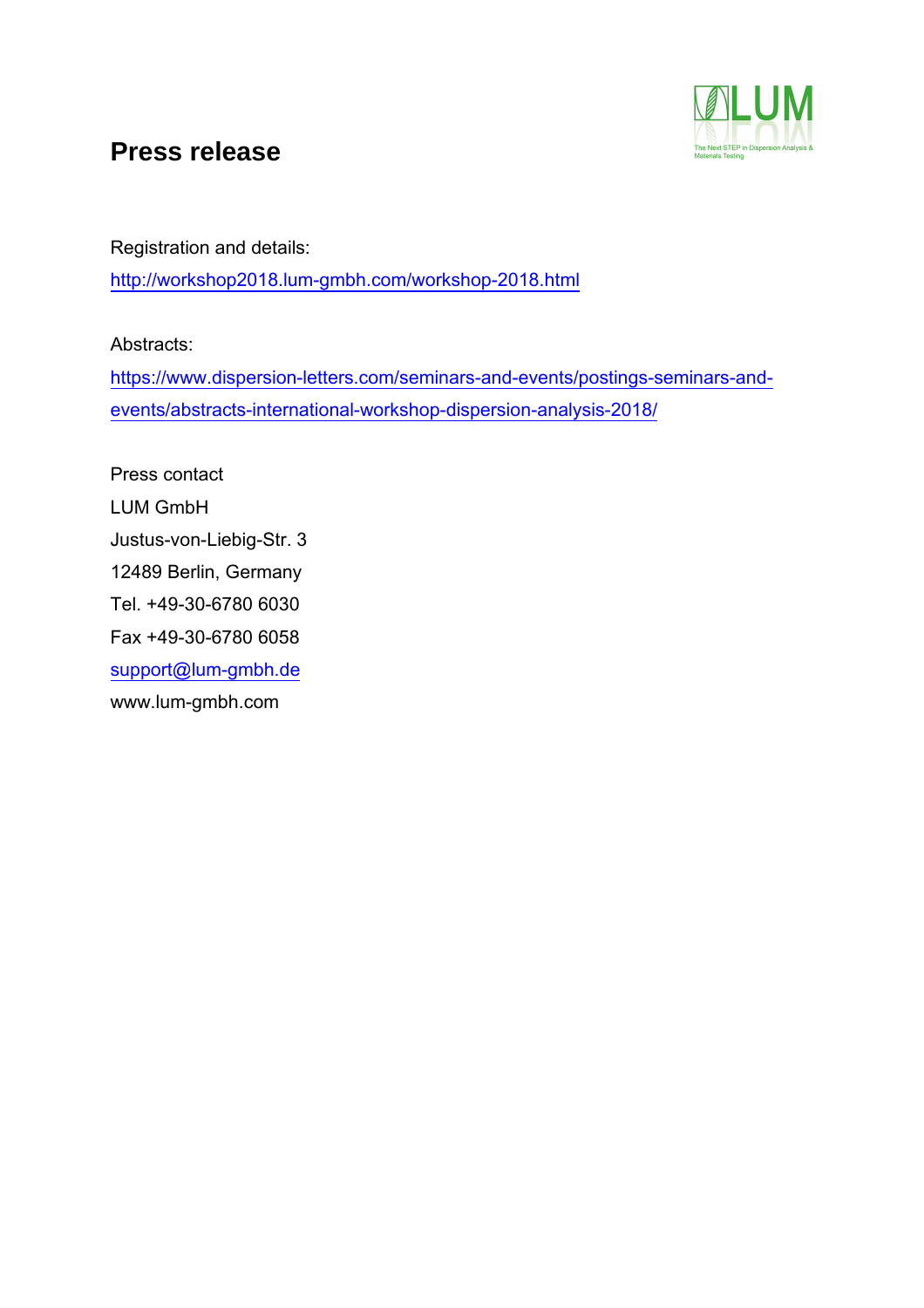# Press release

Registration and details:

http://workshop2018.lum-gmbh.com/workshop-2018.html

Abstracts:

https://www.dispersion-letters.com/seminars-and-events/postings-seminars-and-events/abstracts-international-workshop-dispersion-analysis-2018/

Press contact
LUM GmbH
Justus-von-Liebig-Str. 3
12489 Berlin, Germany
Tel. +49-30-6780 6030
Fax +49-30-6780 6058
support@lum-gmbh.de
www.lum-gmbh.com